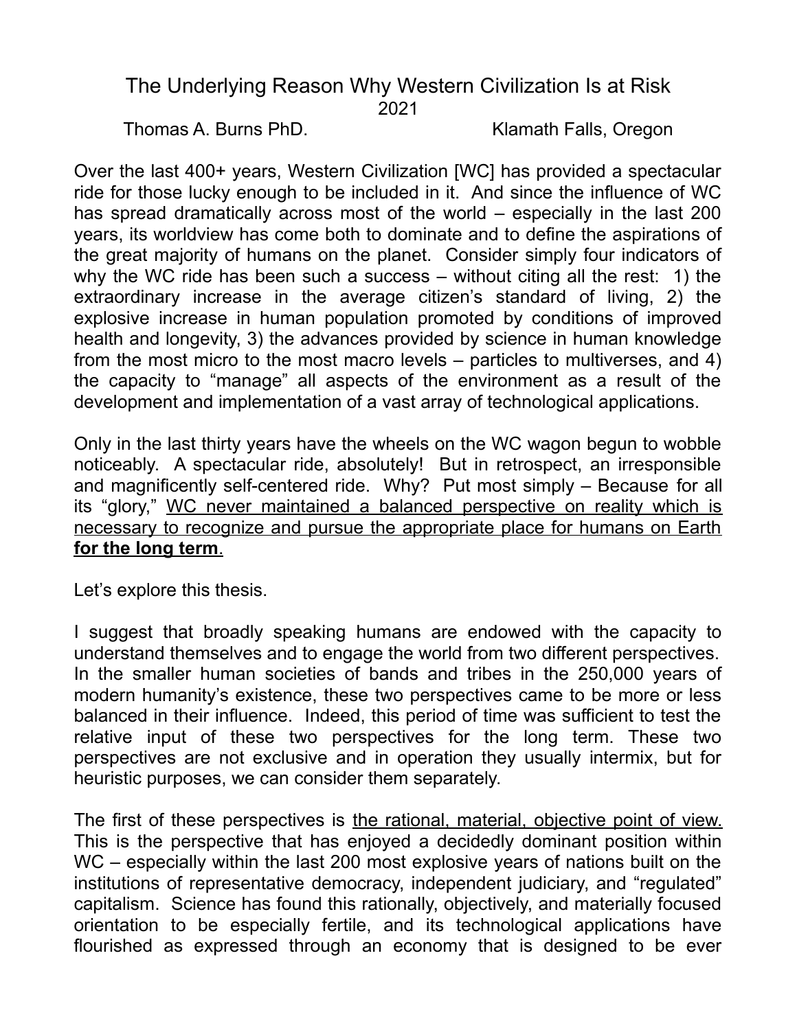# The Underlying Reason Why Western Civilization Is at Risk

2021

Thomas A. Burns PhD. Klamath Falls, Oregon

Over the last 400+ years, Western Civilization [WC] has provided a spectacular ride for those lucky enough to be included in it. And since the influence of WC has spread dramatically across most of the world – especially in the last 200 years, its worldview has come both to dominate and to define the aspirations of the great majority of humans on the planet. Consider simply four indicators of why the WC ride has been such a success – without citing all the rest: 1) the extraordinary increase in the average citizen's standard of living, 2) the explosive increase in human population promoted by conditions of improved health and longevity, 3) the advances provided by science in human knowledge from the most micro to the most macro levels – particles to multiverses, and 4) the capacity to "manage" all aspects of the environment as a result of the development and implementation of a vast array of technological applications.

Only in the last thirty years have the wheels on the WC wagon begun to wobble noticeably. A spectacular ride, absolutely! But in retrospect, an irresponsible and magnificently self-centered ride. Why? Put most simply – Because for all its "glory," <u>WC never maintained a balanced perspective on reality which is necessary to recognize and pursue the appropriate place for humans on Earth</u> <u>**for the long term**</u>.

Let's explore this thesis.

I suggest that broadly speaking humans are endowed with the capacity to understand themselves and to engage the world from two different perspectives. In the smaller human societies of bands and tribes in the 250,000 years of modern humanity's existence, these two perspectives came to be more or less balanced in their influence. Indeed, this period of time was sufficient to test the relative input of these two perspectives for the long term. These two perspectives are not exclusive and in operation they usually intermix, but for heuristic purposes, we can consider them separately.

The first of these perspectives is <u>the rational, material, objective point of view.</u> This is the perspective that has enjoyed a decidedly dominant position within WC – especially within the last 200 most explosive years of nations built on the institutions of representative democracy, independent judiciary, and "regulated" capitalism. Science has found this rationally, objectively, and materially focused orientation to be especially fertile, and its technological applications have flourished as expressed through an economy that is designed to be ever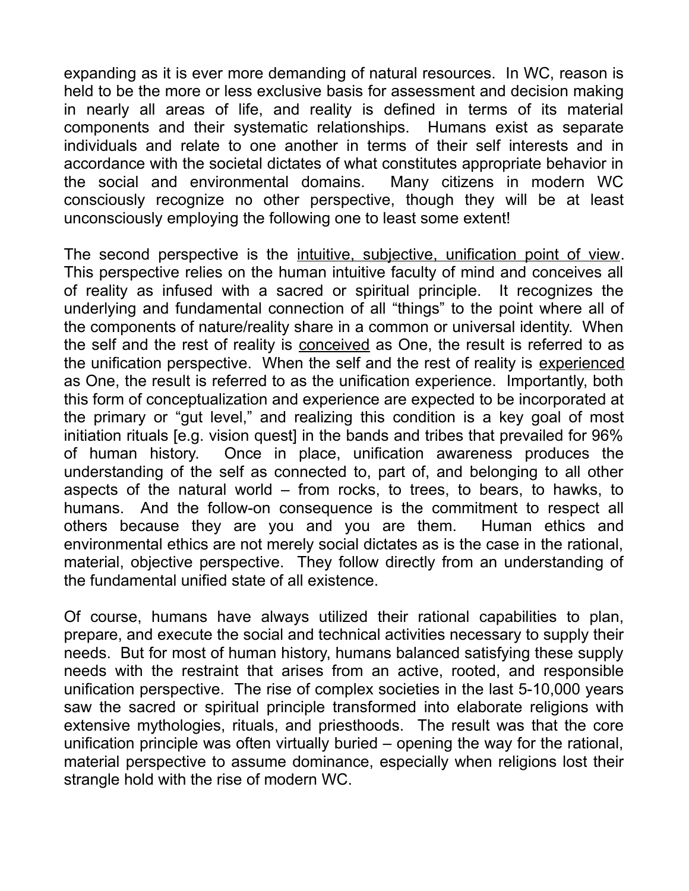expanding as it is ever more demanding of natural resources. In WC, reason is held to be the more or less exclusive basis for assessment and decision making in nearly all areas of life, and reality is defined in terms of its material components and their systematic relationships. Humans exist as separate individuals and relate to one another in terms of their self interests and in accordance with the societal dictates of what constitutes appropriate behavior in the social and environmental domains. Many citizens in modern WC consciously recognize no other perspective, though they will be at least unconsciously employing the following one to least some extent!

The second perspective is the <u>intuitive, subjective, unification point of view</u>. This perspective relies on the human intuitive faculty of mind and conceives all of reality as infused with a sacred or spiritual principle. It recognizes the underlying and fundamental connection of all "things" to the point where all of the components of nature/reality share in a common or universal identity. When the self and the rest of reality is <u>conceived</u> as One, the result is referred to as the unification perspective. When the self and the rest of reality is <u>experienced</u> as One, the result is referred to as the unification experience. Importantly, both this form of conceptualization and experience are expected to be incorporated at the primary or "gut level," and realizing this condition is a key goal of most initiation rituals [e.g. vision quest] in the bands and tribes that prevailed for 96% of human history. Once in place, unification awareness produces the understanding of the self as connected to, part of, and belonging to all other aspects of the natural world – from rocks, to trees, to bears, to hawks, to humans. And the follow-on consequence is the commitment to respect all others because they are you and you are them. Human ethics and environmental ethics are not merely social dictates as is the case in the rational, material, objective perspective. They follow directly from an understanding of the fundamental unified state of all existence.

Of course, humans have always utilized their rational capabilities to plan, prepare, and execute the social and technical activities necessary to supply their needs. But for most of human history, humans balanced satisfying these supply needs with the restraint that arises from an active, rooted, and responsible unification perspective. The rise of complex societies in the last 5-10,000 years saw the sacred or spiritual principle transformed into elaborate religions with extensive mythologies, rituals, and priesthoods. The result was that the core unification principle was often virtually buried – opening the way for the rational, material perspective to assume dominance, especially when religions lost their strangle hold with the rise of modern WC.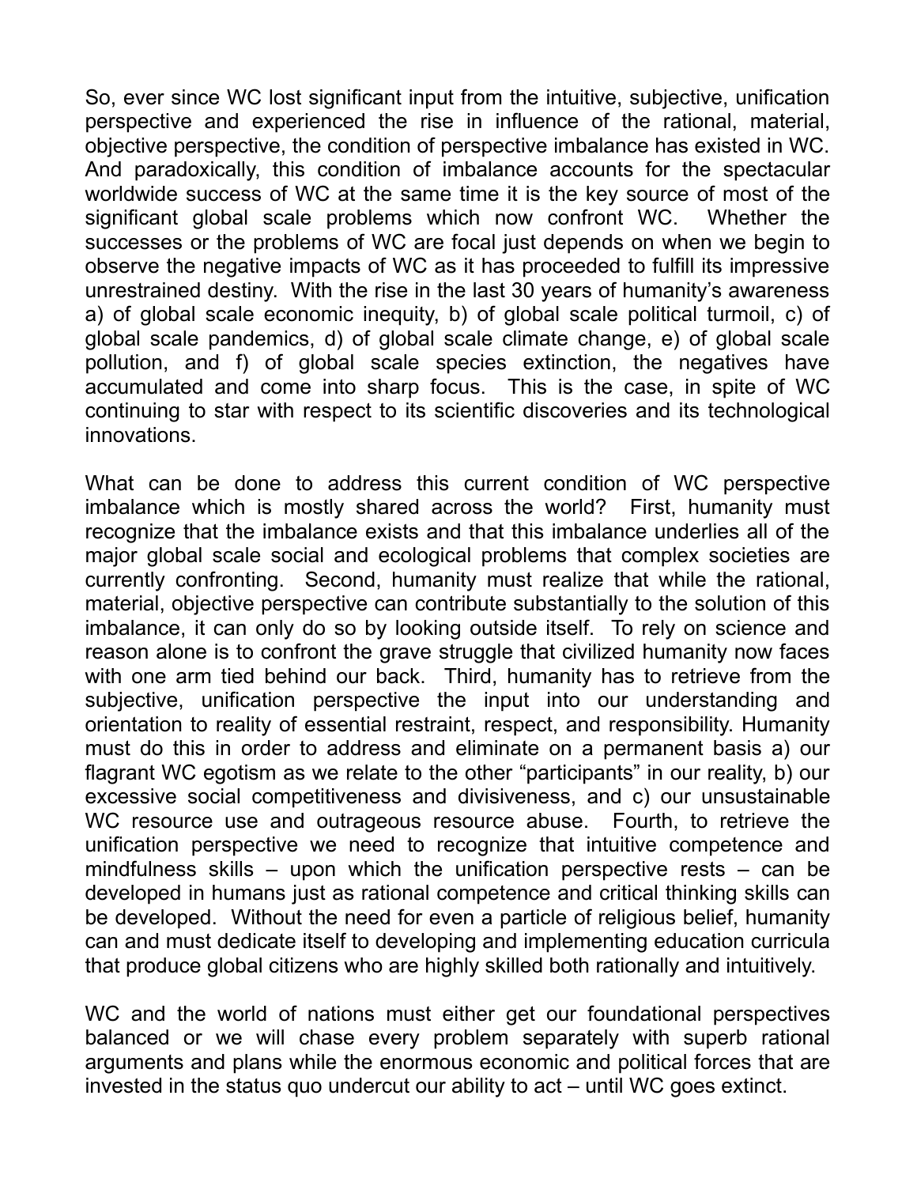So, ever since WC lost significant input from the intuitive, subjective, unification perspective and experienced the rise in influence of the rational, material, objective perspective, the condition of perspective imbalance has existed in WC. And paradoxically, this condition of imbalance accounts for the spectacular worldwide success of WC at the same time it is the key source of most of the significant global scale problems which now confront WC. Whether the successes or the problems of WC are focal just depends on when we begin to observe the negative impacts of WC as it has proceeded to fulfill its impressive unrestrained destiny. With the rise in the last 30 years of humanity's awareness a) of global scale economic inequity, b) of global scale political turmoil, c) of global scale pandemics, d) of global scale climate change, e) of global scale pollution, and f) of global scale species extinction, the negatives have accumulated and come into sharp focus. This is the case, in spite of WC continuing to star with respect to its scientific discoveries and its technological innovations.

What can be done to address this current condition of WC perspective imbalance which is mostly shared across the world? First, humanity must recognize that the imbalance exists and that this imbalance underlies all of the major global scale social and ecological problems that complex societies are currently confronting. Second, humanity must realize that while the rational, material, objective perspective can contribute substantially to the solution of this imbalance, it can only do so by looking outside itself. To rely on science and reason alone is to confront the grave struggle that civilized humanity now faces with one arm tied behind our back. Third, humanity has to retrieve from the subjective, unification perspective the input into our understanding and orientation to reality of essential restraint, respect, and responsibility. Humanity must do this in order to address and eliminate on a permanent basis a) our flagrant WC egotism as we relate to the other "participants" in our reality, b) our excessive social competitiveness and divisiveness, and c) our unsustainable WC resource use and outrageous resource abuse. Fourth, to retrieve the unification perspective we need to recognize that intuitive competence and mindfulness skills – upon which the unification perspective rests – can be developed in humans just as rational competence and critical thinking skills can be developed. Without the need for even a particle of religious belief, humanity can and must dedicate itself to developing and implementing education curricula that produce global citizens who are highly skilled both rationally and intuitively.

WC and the world of nations must either get our foundational perspectives balanced or we will chase every problem separately with superb rational arguments and plans while the enormous economic and political forces that are invested in the status quo undercut our ability to act – until WC goes extinct.